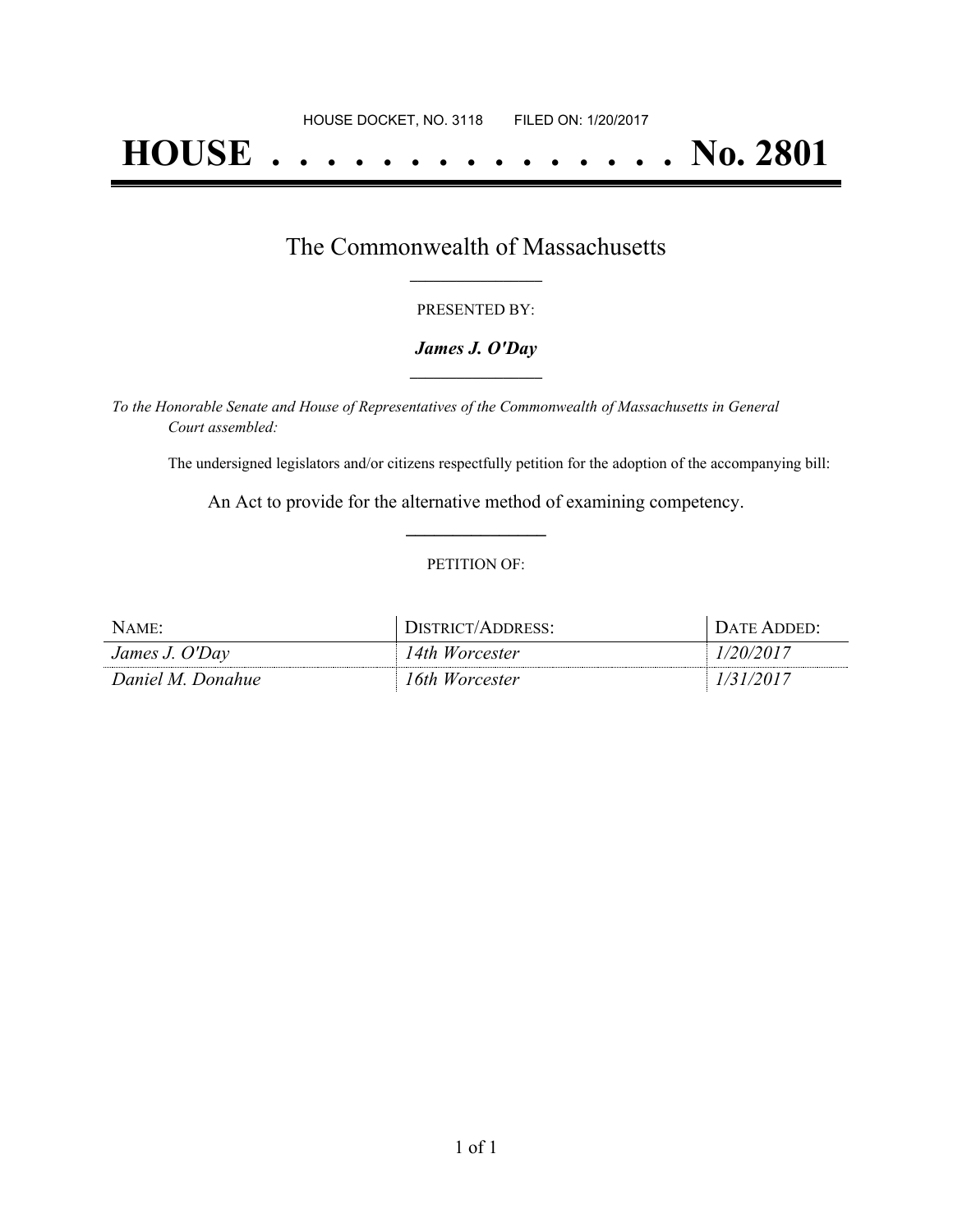HOUSE DOCKET, NO. 3118 FILED ON: 1/20/2017

# HOUSE . . . . . . . . . . . . . . . No. 2801

## The Commonwealth of Massachusetts

PRESENTED BY:

***James J. O'Day***

*To the Honorable Senate and House of Representatives of the Commonwealth of Massachusetts in General Court assembled:*

The undersigned legislators and/or citizens respectfully petition for the adoption of the accompanying bill:

An Act to provide for the alternative method of examining competency.

PETITION OF:

| NAME: | DISTRICT/ADDRESS: | DATE ADDED: |
|---|---|---|
| *James J. O'Day* | *14th Worcester* | *1/20/2017* |
| *Daniel M. Donahue* | *16th Worcester* | *1/31/2017* |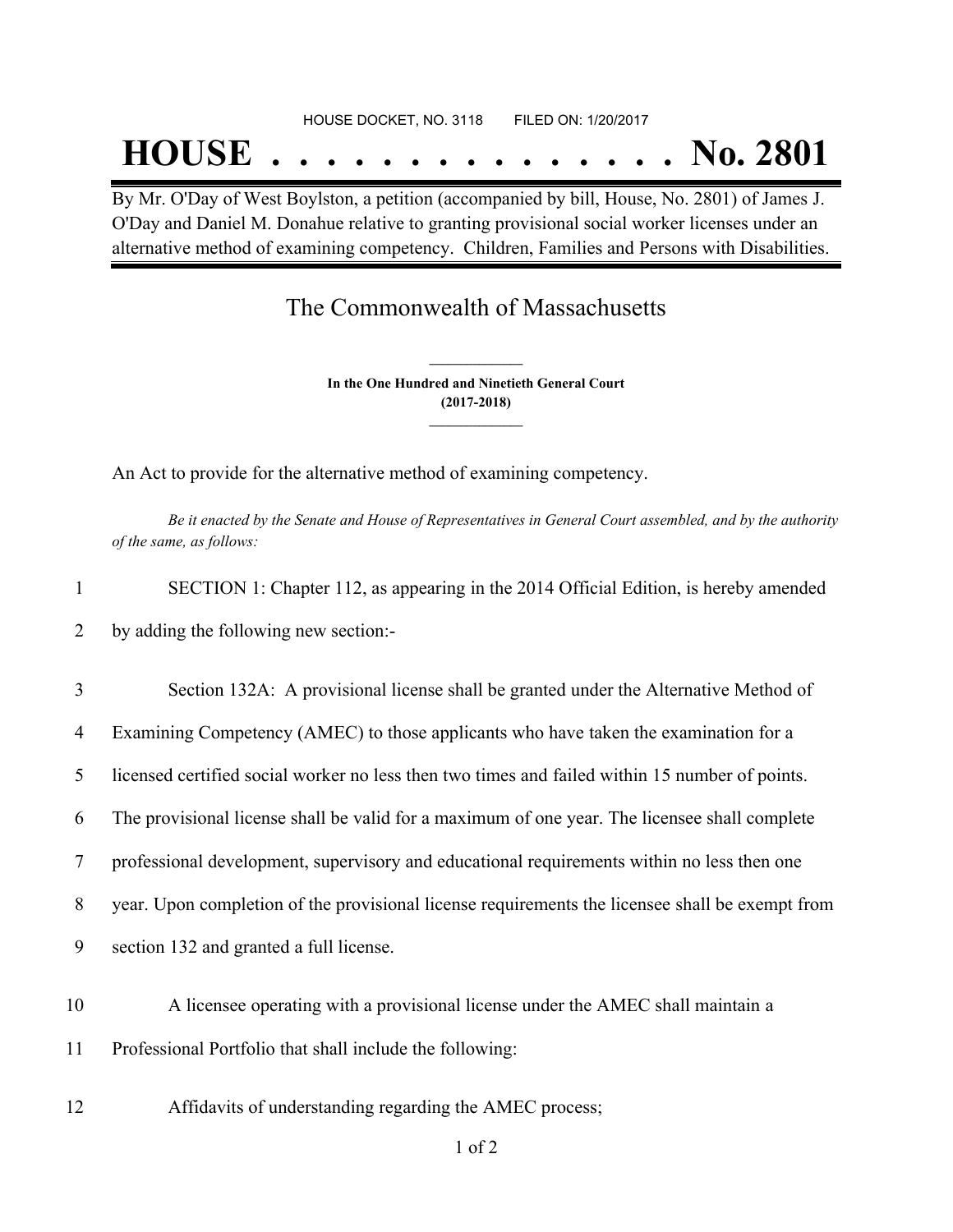HOUSE DOCKET, NO. 3118        FILED ON: 1/20/2017

# HOUSE . . . . . . . . . . . . . . . No. 2801

By Mr. O'Day of West Boylston, a petition (accompanied by bill, House, No. 2801) of James J. O'Day and Daniel M. Donahue relative to granting provisional social worker licenses under an alternative method of examining competency. Children, Families and Persons with Disabilities.

## The Commonwealth of Massachusetts

**In the One Hundred and Ninetieth General Court**
**(2017-2018)**

An Act to provide for the alternative method of examining competency.

*Be it enacted by the Senate and House of Representatives in General Court assembled, and by the authority of the same, as follows:*

1 SECTION 1: Chapter 112, as appearing in the 2014 Official Edition, is hereby amended
2 by adding the following new section:-

3 Section 132A: A provisional license shall be granted under the Alternative Method of
4 Examining Competency (AMEC) to those applicants who have taken the examination for a
5 licensed certified social worker no less then two times and failed within 15 number of points.
6 The provisional license shall be valid for a maximum of one year. The licensee shall complete
7 professional development, supervisory and educational requirements within no less then one
8 year. Upon completion of the provisional license requirements the licensee shall be exempt from
9 section 132 and granted a full license.

10 A licensee operating with a provisional license under the AMEC shall maintain a
11 Professional Portfolio that shall include the following:

12 Affidavits of understanding regarding the AMEC process;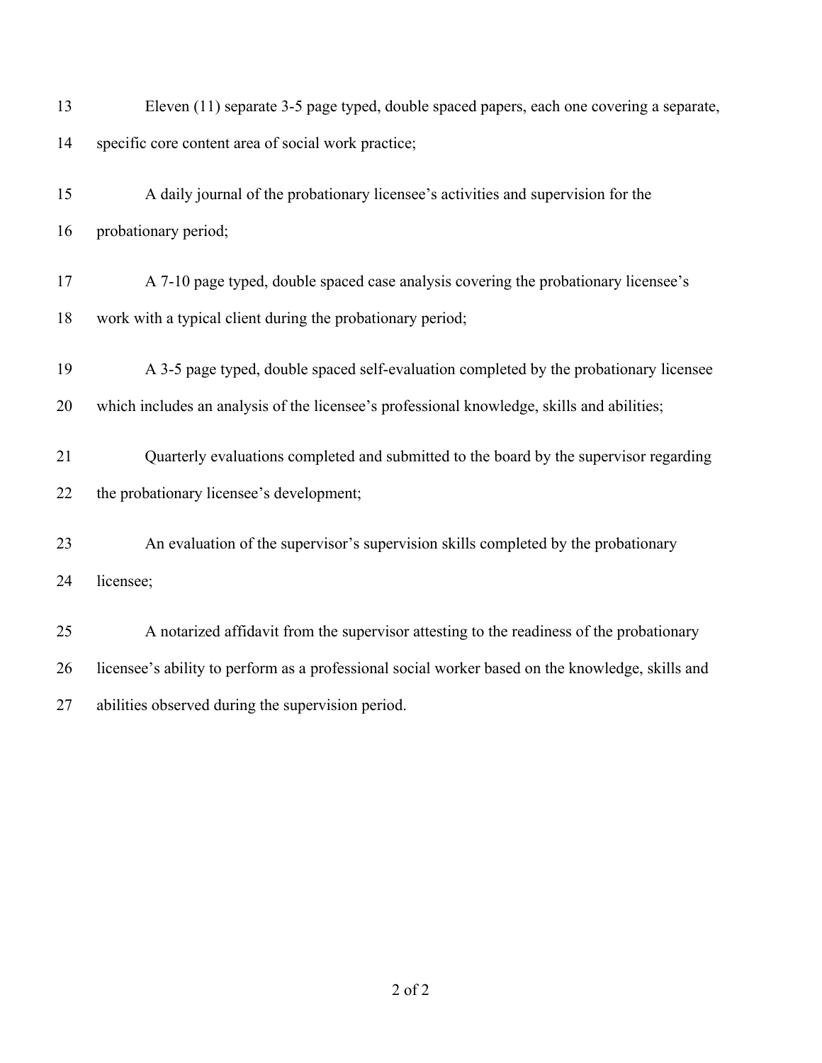Eleven (11) separate 3-5 page typed, double spaced papers, each one covering a separate, specific core content area of social work practice;

A daily journal of the probationary licensee's activities and supervision for the probationary period;

A 7-10 page typed, double spaced case analysis covering the probationary licensee's work with a typical client during the probationary period;

A 3-5 page typed, double spaced self-evaluation completed by the probationary licensee which includes an analysis of the licensee's professional knowledge, skills and abilities;

Quarterly evaluations completed and submitted to the board by the supervisor regarding the probationary licensee's development;

An evaluation of the supervisor's supervision skills completed by the probationary licensee;

A notarized affidavit from the supervisor attesting to the readiness of the probationary licensee's ability to perform as a professional social worker based on the knowledge, skills and abilities observed during the supervision period.